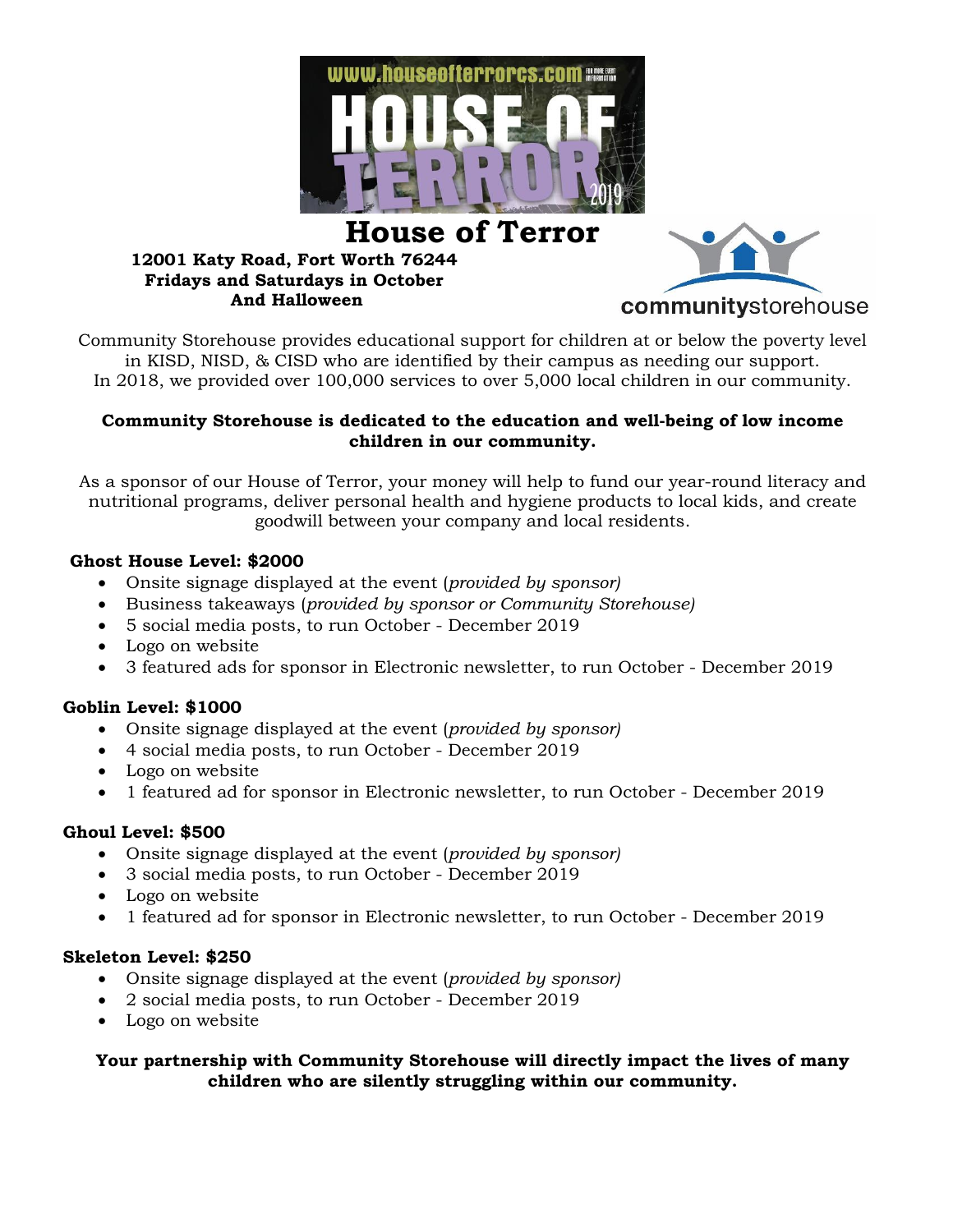# House of Terror

**12001 Katy Road, Fort Worth 76244**
**Fridays and Saturdays in October**
**And Halloween**

Community Storehouse provides educational support for children at or below the poverty level in KISD, NISD, & CISD who are identified by their campus as needing our support. In 2018, we provided over 100,000 services to over 5,000 local children in our community.

**Community Storehouse is dedicated to the education and well-being of low income children in our community.**

As a sponsor of our House of Terror, your money will help to fund our year-round literacy and nutritional programs, deliver personal health and hygiene products to local kids, and create goodwill between your company and local residents.

**Ghost House Level: $2000**

- Onsite signage displayed at the event (*provided by sponsor)*
- Business takeaways (*provided by sponsor or Community Storehouse)*
- 5 social media posts, to run October - December 2019
- Logo on website
- 3 featured ads for sponsor in Electronic newsletter, to run October - December 2019

**Goblin Level: $1000**

- Onsite signage displayed at the event (*provided by sponsor)*
- 4 social media posts, to run October - December 2019
- Logo on website
- 1 featured ad for sponsor in Electronic newsletter, to run October - December 2019

**Ghoul Level: $500**

- Onsite signage displayed at the event (*provided by sponsor)*
- 3 social media posts, to run October - December 2019
- Logo on website
- 1 featured ad for sponsor in Electronic newsletter, to run October - December 2019

**Skeleton Level: $250**

- Onsite signage displayed at the event (*provided by sponsor)*
- 2 social media posts, to run October - December 2019
- Logo on website

**Your partnership with Community Storehouse will directly impact the lives of many children who are silently struggling within our community.**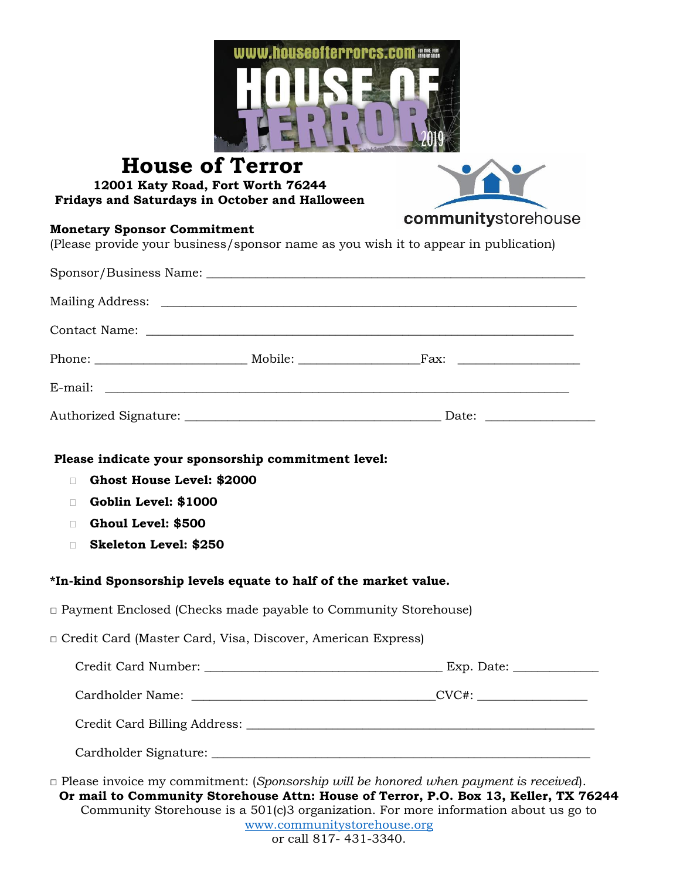# House of Terror

**12001 Katy Road, Fort Worth 76244**
**Fridays and Saturdays in October and Halloween**

**Monetary Sponsor Commitment**
(Please provide your business/sponsor name as you wish it to appear in publication)

Sponsor/Business Name: ____________________________________________

Mailing Address: ____________________________________________

Contact Name: ____________________________________________

Phone: ________________ Mobile: ____________ Fax: ____________

E-mail: ____________________________________________

Authorized Signature: ____________________________ Date: ___________

**Please indicate your sponsorship commitment level:**

- ☐ **Ghost House Level: $2000**
- ☐ **Goblin Level: $1000**
- ☐ **Ghoul Level: $500**
- ☐ **Skeleton Level: $250**

**\*In-kind Sponsorship levels equate to half of the market value.**

☐ Payment Enclosed (Checks made payable to Community Storehouse)

☐ Credit Card (Master Card, Visa, Discover, American Express)

Credit Card Number: ________________________ Exp. Date: ________

Cardholder Name: ________________________ CVC#: ___________

Credit Card Billing Address: ____________________________________

Cardholder Signature: ____________________________________________

☐ Please invoice my commitment: (*Sponsorship will be honored when payment is received*).

**Or mail to Community Storehouse Attn: House of Terror, P.O. Box 13, Keller, TX 76244**

Community Storehouse is a 501(c)3 organization. For more information about us go to [www.communitystorehouse.org](http://www.communitystorehouse.org) or call 817- 431-3340.